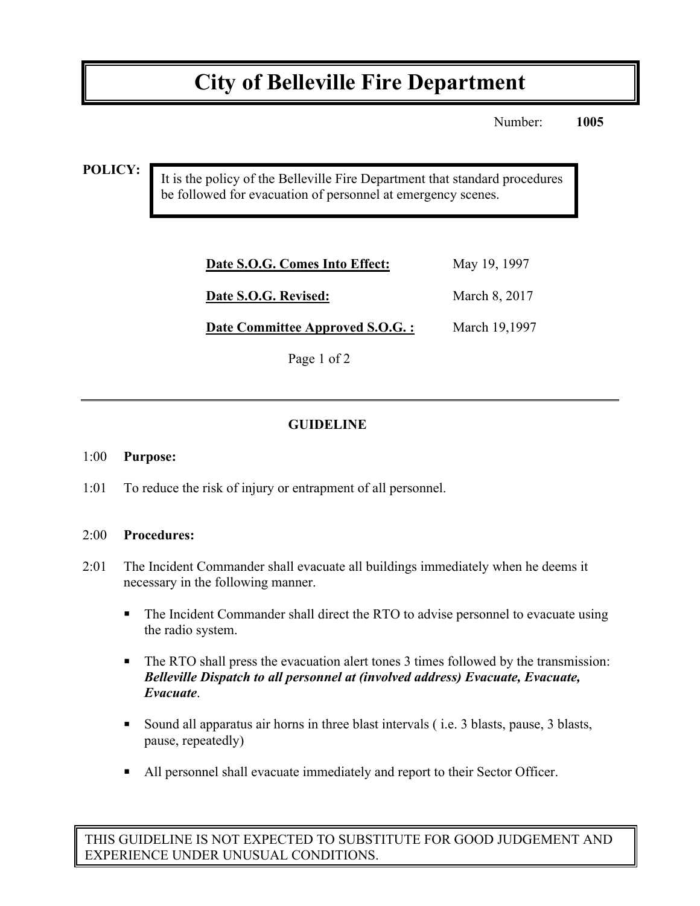# City of Belleville Fire Department

Number: **1005**

**POLICY:**

It is the policy of the Belleville Fire Department that standard procedures be followed for evacuation of personnel at emergency scenes.

| | |
|---|---|
| **Date S.O.G. Comes Into Effect:** | May 19, 1997 |
| **Date S.O.G. Revised:** | March 8, 2017 |
| **Date Committee Approved S.O.G. :** | March 19,1997 |

---

## GUIDELINE

1:00 **Purpose:**

1:01 To reduce the risk of injury or entrapment of all personnel.

2:00 **Procedures:**

2:01 The Incident Commander shall evacuate all buildings immediately when he deems it necessary in the following manner.

- The Incident Commander shall direct the RTO to advise personnel to evacuate using the radio system.
- The RTO shall press the evacuation alert tones 3 times followed by the transmission: ***Belleville Dispatch to all personnel at (involved address) Evacuate, Evacuate, Evacuate***.
- Sound all apparatus air horns in three blast intervals ( i.e. 3 blasts, pause, 3 blasts, pause, repeatedly)
- All personnel shall evacuate immediately and report to their Sector Officer.

THIS GUIDELINE IS NOT EXPECTED TO SUBSTITUTE FOR GOOD JUDGEMENT AND EXPERIENCE UNDER UNUSUAL CONDITIONS.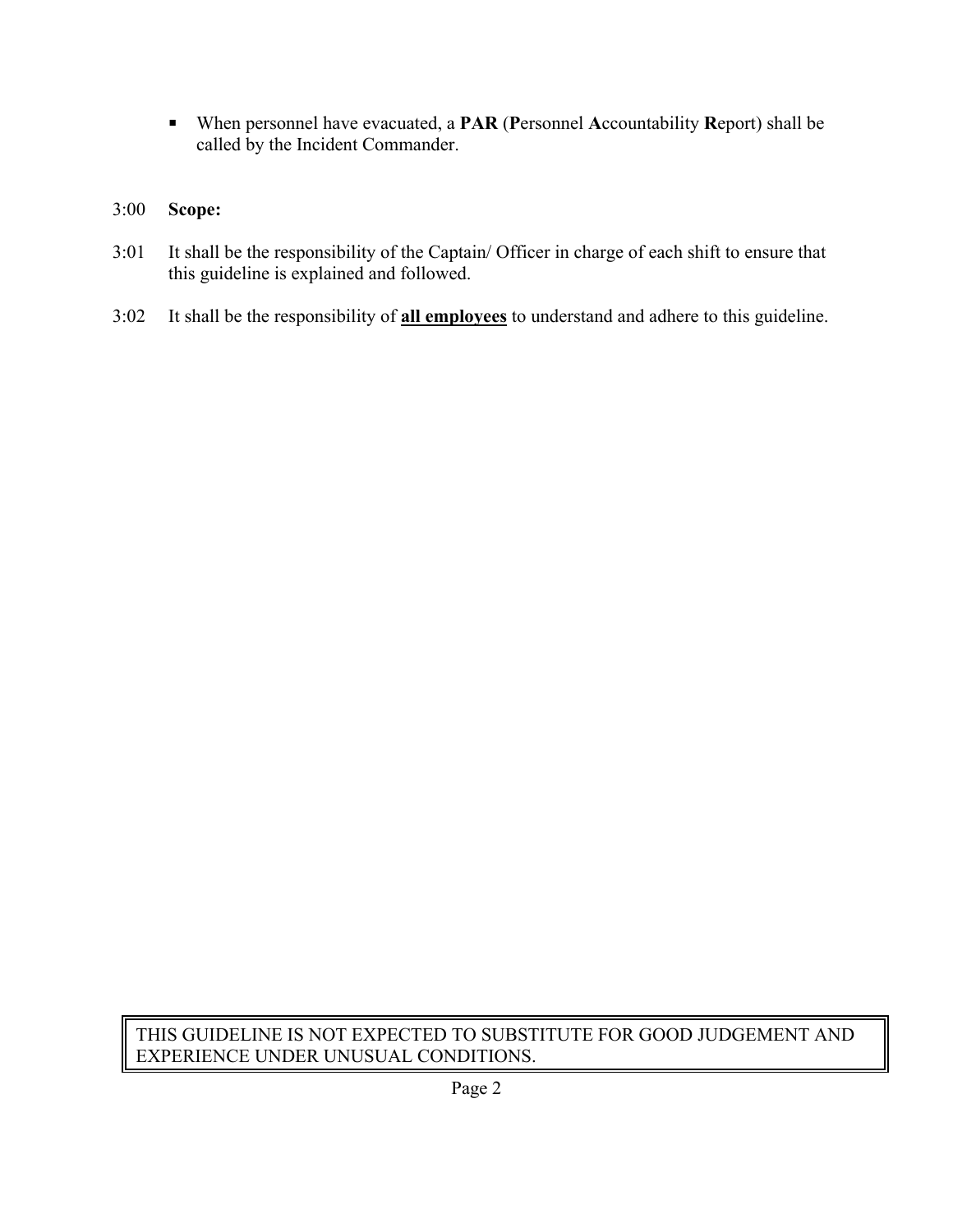- When personnel have evacuated, a **PAR** (**P**ersonnel **A**ccountability **R**eport) shall be called by the Incident Commander.

3:00 **Scope:**

3:01 It shall be the responsibility of the Captain/ Officer in charge of each shift to ensure that this guideline is explained and followed.

3:02 It shall be the responsibility of **all employees** to understand and adhere to this guideline.

THIS GUIDELINE IS NOT EXPECTED TO SUBSTITUTE FOR GOOD JUDGEMENT AND EXPERIENCE UNDER UNUSUAL CONDITIONS.